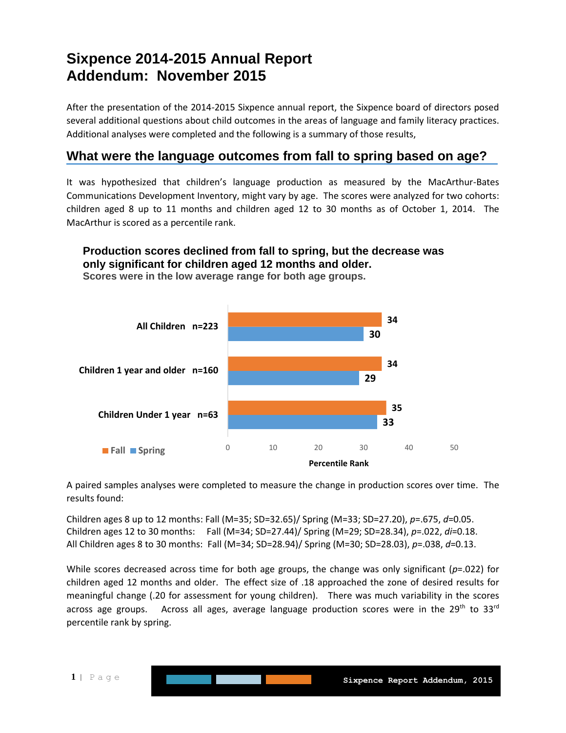# Sixpence 2014-2015 Annual Report
# Addendum: November 2015

After the presentation of the 2014-2015 Sixpence annual report, the Sixpence board of directors posed several additional questions about child outcomes in the areas of language and family literacy practices. Additional analyses were completed and the following is a summary of those results,

## What were the language outcomes from fall to spring based on age?

It was hypothesized that children's language production as measured by the MacArthur-Bates Communications Development Inventory, might vary by age. The scores were analyzed for two cohorts: children aged 8 up to 11 months and children aged 12 to 30 months as of October 1, 2014. The MacArthur is scored as a percentile rank.

**Production scores declined from fall to spring, but the decrease was only significant for children aged 12 months and older.**
**Scores were in the low average range for both age groups.**

| Group | Fall | Spring |
|---|---|---|
| All Children n=223 | 34 | 30 |
| Children 1 year and older n=160 | 34 | 29 |
| Children Under 1 year n=63 | 35 | 33 |

Percentile Rank

A paired samples analyses were completed to measure the change in production scores over time. The results found:

Children ages 8 up to 12 months: Fall (M=35; SD=32.65)/ Spring (M=33; SD=27.20), $p$=.675, $d$=0.05.
Children ages 12 to 30 months: Fall (M=34; SD=27.44)/ Spring (M=29; SD=28.34), $p$=.022, $di$=0.18.
All Children ages 8 to 30 months: Fall (M=34; SD=28.94)/ Spring (M=30; SD=28.03), $p$=.038, $d$=0.13.

While scores decreased across time for both age groups, the change was only significant ($p$=.022) for children aged 12 months and older. The effect size of .18 approached the zone of desired results for meaningful change (.20 for assessment for young children). There was much variability in the scores across age groups. Across all ages, average language production scores were in the 29th to 33rd percentile rank by spring.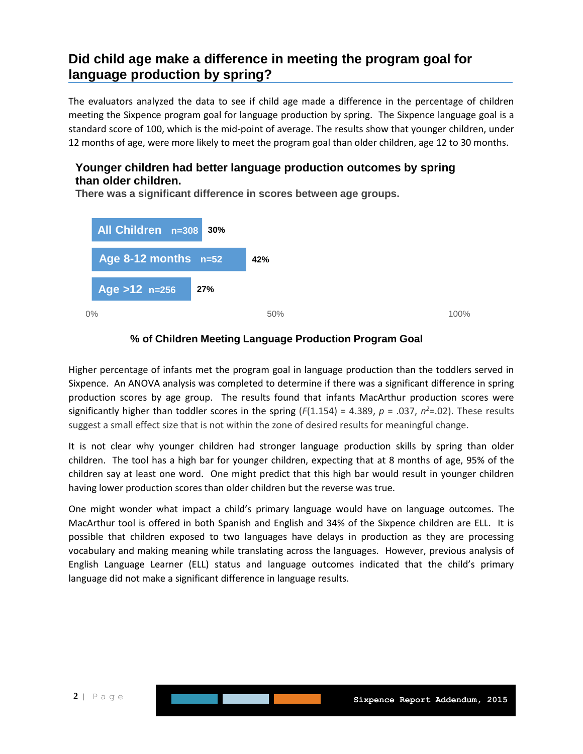## Did child age make a difference in meeting the program goal for language production by spring?

The evaluators analyzed the data to see if child age made a difference in the percentage of children meeting the Sixpence program goal for language production by spring. The Sixpence language goal is a standard score of 100, which is the mid-point of average. The results show that younger children, under 12 months of age, were more likely to meet the program goal than older children, age 12 to 30 months.

### Younger children had better language production outcomes by spring than older children.

**There was a significant difference in scores between age groups.**

| Group | n | % of Children Meeting Language Production Program Goal |
|---|---|---|
| All Children | n=308 | 30% |
| Age 8-12 months | n=52 | 42% |
| Age >12 | n=256 | 27% |

**% of Children Meeting Language Production Program Goal**

Higher percentage of infants met the program goal in language production than the toddlers served in Sixpence. An ANOVA analysis was completed to determine if there was a significant difference in spring production scores by age group. The results found that infants MacArthur production scores were significantly higher than toddler scores in the spring ($F(1.154) = 4.389$, $p = .037$, $n^2$=.02). These results suggest a small effect size that is not within the zone of desired results for meaningful change.

It is not clear why younger children had stronger language production skills by spring than older children. The tool has a high bar for younger children, expecting that at 8 months of age, 95% of the children say at least one word. One might predict that this high bar would result in younger children having lower production scores than older children but the reverse was true.

One might wonder what impact a child's primary language would have on language outcomes. The MacArthur tool is offered in both Spanish and English and 34% of the Sixpence children are ELL. It is possible that children exposed to two languages have delays in production as they are processing vocabulary and making meaning while translating across the languages. However, previous analysis of English Language Learner (ELL) status and language outcomes indicated that the child's primary language did not make a significant difference in language results.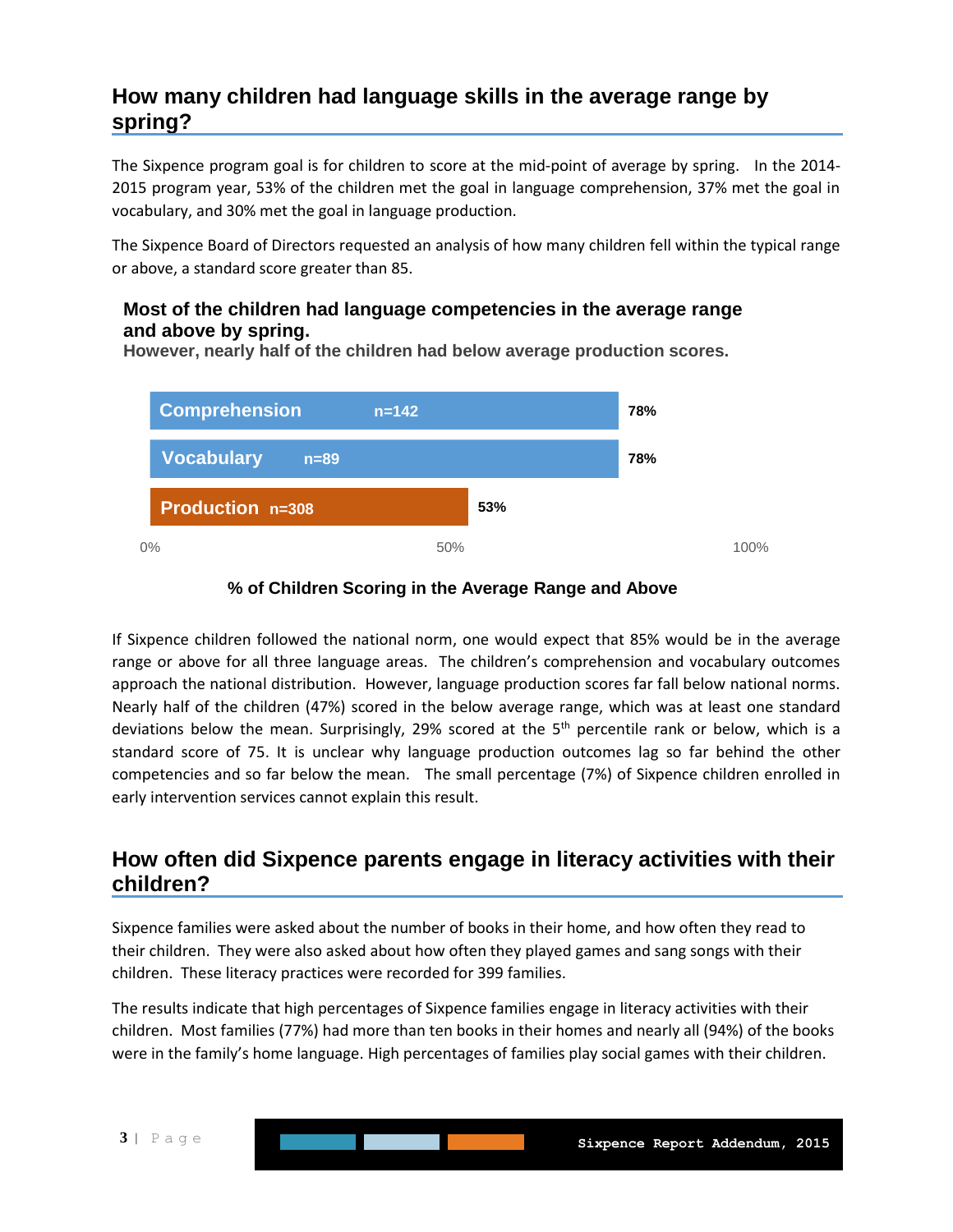## How many children had language skills in the average range by spring?

The Sixpence program goal is for children to score at the mid-point of average by spring. In the 2014-2015 program year, 53% of the children met the goal in language comprehension, 37% met the goal in vocabulary, and 30% met the goal in language production.

The Sixpence Board of Directors requested an analysis of how many children fell within the typical range or above, a standard score greater than 85.

### Most of the children had language competencies in the average range and above by spring.

**However, nearly half of the children had below average production scores.**

| Area | n | % |
|---|---|---|
| Comprehension | n=142 | 78% |
| Vocabulary | n=89 | 78% |
| Production | n=308 | 53% |

**% of Children Scoring in the Average Range and Above**

If Sixpence children followed the national norm, one would expect that 85% would be in the average range or above for all three language areas. The children's comprehension and vocabulary outcomes approach the national distribution. However, language production scores far fall below national norms. Nearly half of the children (47%) scored in the below average range, which was at least one standard deviations below the mean. Surprisingly, 29% scored at the 5th percentile rank or below, which is a standard score of 75. It is unclear why language production outcomes lag so far behind the other competencies and so far below the mean. The small percentage (7%) of Sixpence children enrolled in early intervention services cannot explain this result.

## How often did Sixpence parents engage in literacy activities with their children?

Sixpence families were asked about the number of books in their home, and how often they read to their children. They were also asked about how often they played games and sang songs with their children. These literacy practices were recorded for 399 families.

The results indicate that high percentages of Sixpence families engage in literacy activities with their children. Most families (77%) had more than ten books in their homes and nearly all (94%) of the books were in the family's home language. High percentages of families play social games with their children.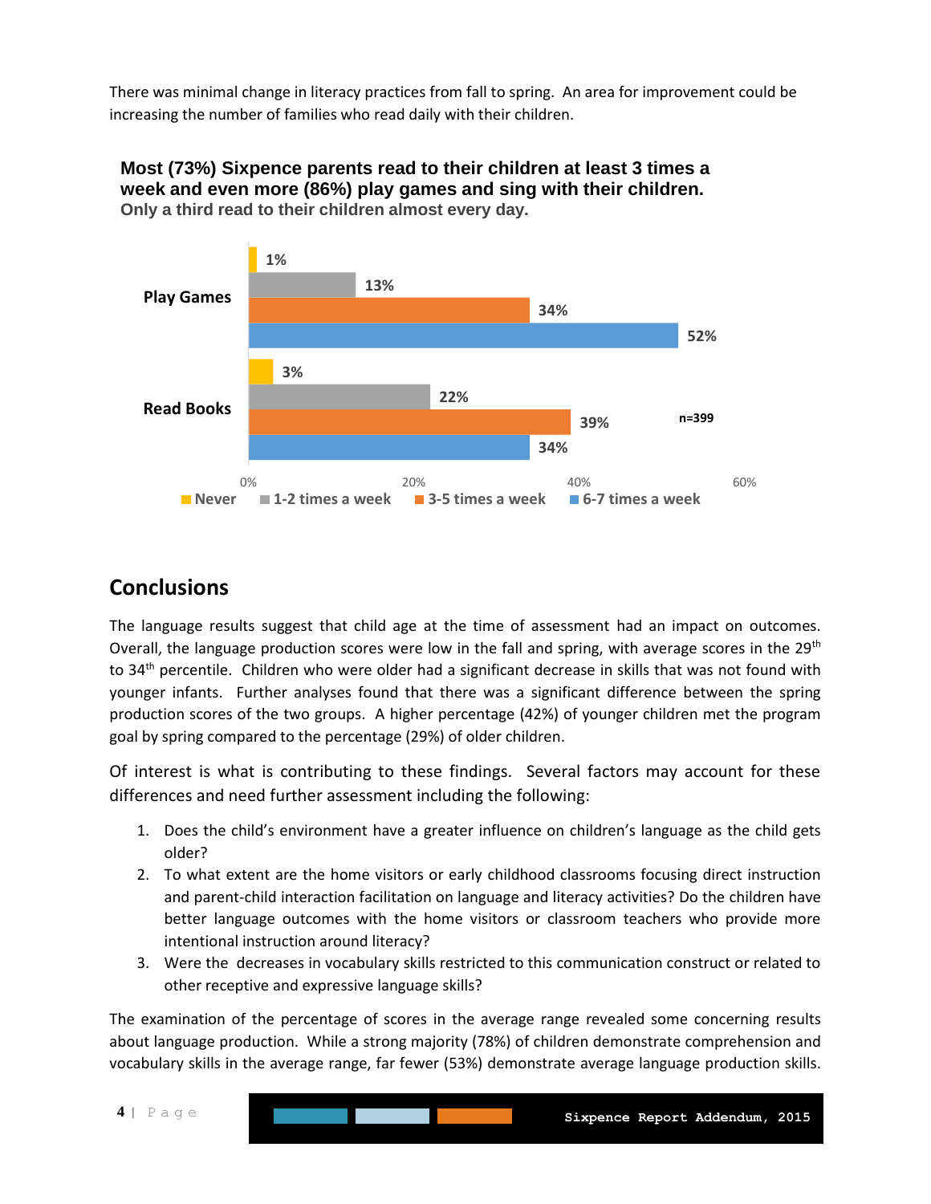There was minimal change in literacy practices from fall to spring. An area for improvement could be increasing the number of families who read daily with their children.

**Most (73%) Sixpence parents read to their children at least 3 times a week and even more (86%) play games and sing with their children.**
**Only a third read to their children almost every day.**

| | Never | 1-2 times a week | 3-5 times a week | 6-7 times a week |
|---|---|---|---|---|
| Play Games | 1% | 13% | 34% | 52% |
| Read Books | 3% | 22% | 39% | 34% |

n=399

## Conclusions

The language results suggest that child age at the time of assessment had an impact on outcomes. Overall, the language production scores were low in the fall and spring, with average scores in the 29th to 34th percentile. Children who were older had a significant decrease in skills that was not found with younger infants. Further analyses found that there was a significant difference between the spring production scores of the two groups. A higher percentage (42%) of younger children met the program goal by spring compared to the percentage (29%) of older children.

Of interest is what is contributing to these findings. Several factors may account for these differences and need further assessment including the following:

1. Does the child's environment have a greater influence on children's language as the child gets older?
2. To what extent are the home visitors or early childhood classrooms focusing direct instruction and parent-child interaction facilitation on language and literacy activities? Do the children have better language outcomes with the home visitors or classroom teachers who provide more intentional instruction around literacy?
3. Were the decreases in vocabulary skills restricted to this communication construct or related to other receptive and expressive language skills?

The examination of the percentage of scores in the average range revealed some concerning results about language production. While a strong majority (78%) of children demonstrate comprehension and vocabulary skills in the average range, far fewer (53%) demonstrate average language production skills.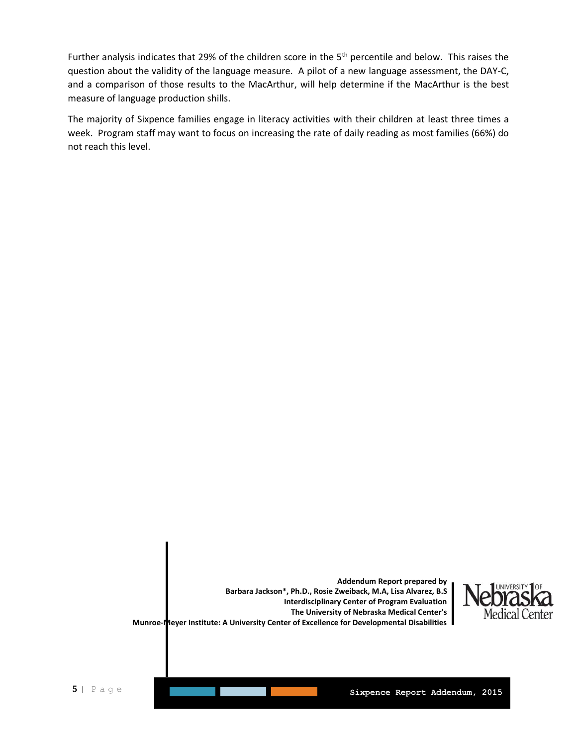Further analysis indicates that 29% of the children score in the 5th percentile and below. This raises the question about the validity of the language measure. A pilot of a new language assessment, the DAY-C, and a comparison of those results to the MacArthur, will help determine if the MacArthur is the best measure of language production shills.

The majority of Sixpence families engage in literacy activities with their children at least three times a week. Program staff may want to focus on increasing the rate of daily reading as most families (66%) do not reach this level.

**Addendum Report prepared by**
**Barbara Jackson*, Ph.D., Rosie Zweiback, M.A, Lisa Alvarez, B.S**
**Interdisciplinary Center of Program Evaluation**
**The University of Nebraska Medical Center's**
**Munroe-Meyer Institute: A University Center of Excellence for Developmental Disabilities**

University of Nebraska Medical Center